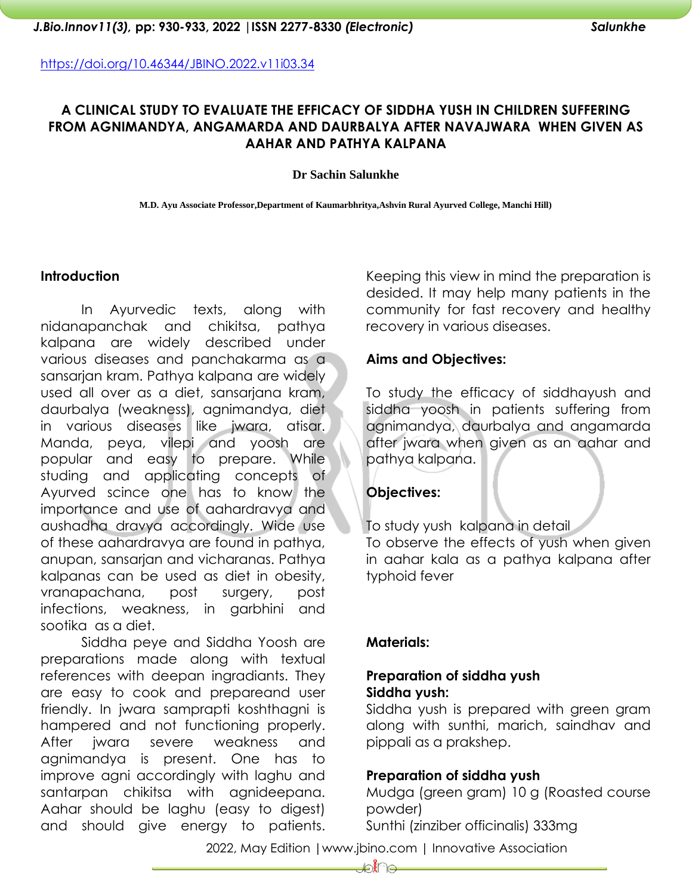https://doi.org/10.46344/JBINO.2022.v11i03.34

# A CLINICAL STUDY TO EVALUATE THE EFFICACY OF SIDDHA YUSH IN CHILDREN SUFFERING FROM AGNIMANDYA, ANGAMARDA AND DAURBALYA AFTER NAVAJWARA WHEN GIVEN AS AAHAR AND PATHYA KALPANA

**Dr Sachin Salunkhe**

**M.D. Ayu Associate Professor,Department of Kaumarbhritya,Ashvin Rural Ayurved College, Manchi Hill)**

## Introduction

In Ayurvedic texts, along with nidanapanchak and chikitsa, pathya kalpana are widely described under various diseases and panchakarma as a sansarjan kram. Pathya kalpana are widely used all over as a diet, sansarjana kram, daurbalya (weakness), agnimandya, diet in various diseases like jwara, atisar. Manda, peya, vilepi and yoosh are popular and easy to prepare. While studing and applicating concepts of Ayurved scince one has to know the importance and use of aahardravya and aushadha dravya accordingly. Wide use of these aahardravya are found in pathya, anupan, sansarjan and vicharanas. Pathya kalpanas can be used as diet in obesity, vranapachana, post surgery, post infections, weakness, in garbhini and sootika as a diet.

Siddha peye and Siddha Yoosh are preparations made along with textual references with deepan ingradiants. They are easy to cook and prepareand user friendly. In jwara samprapti koshthagni is hampered and not functioning properly. After jwara severe weakness and agnimandya is present. One has to improve agni accordingly with laghu and santarpan chikitsa with agnideepana. Aahar should be laghu (easy to digest) and should give energy to patients. Keeping this view in mind the preparation is desided. It may help many patients in the community for fast recovery and healthy recovery in various diseases.

## Aims and Objectives:

To study the efficacy of siddhayush and siddha yoosh in patients suffering from agnimandya, daurbalya and angamarda after jwara when given as an aahar and pathya kalpana.

## Objectives:

To study yush kalpana in detail
To observe the effects of yush when given in aahar kala as a pathya kalpana after typhoid fever

## Materials:

### Preparation of siddha yush

**Siddha yush:**

Siddha yush is prepared with green gram along with sunthi, marich, saindhav and pippali as a prakshep.

### Preparation of siddha yush

Mudga (green gram) 10 g (Roasted course powder)
Sunthi (zinziber officinalis) 333mg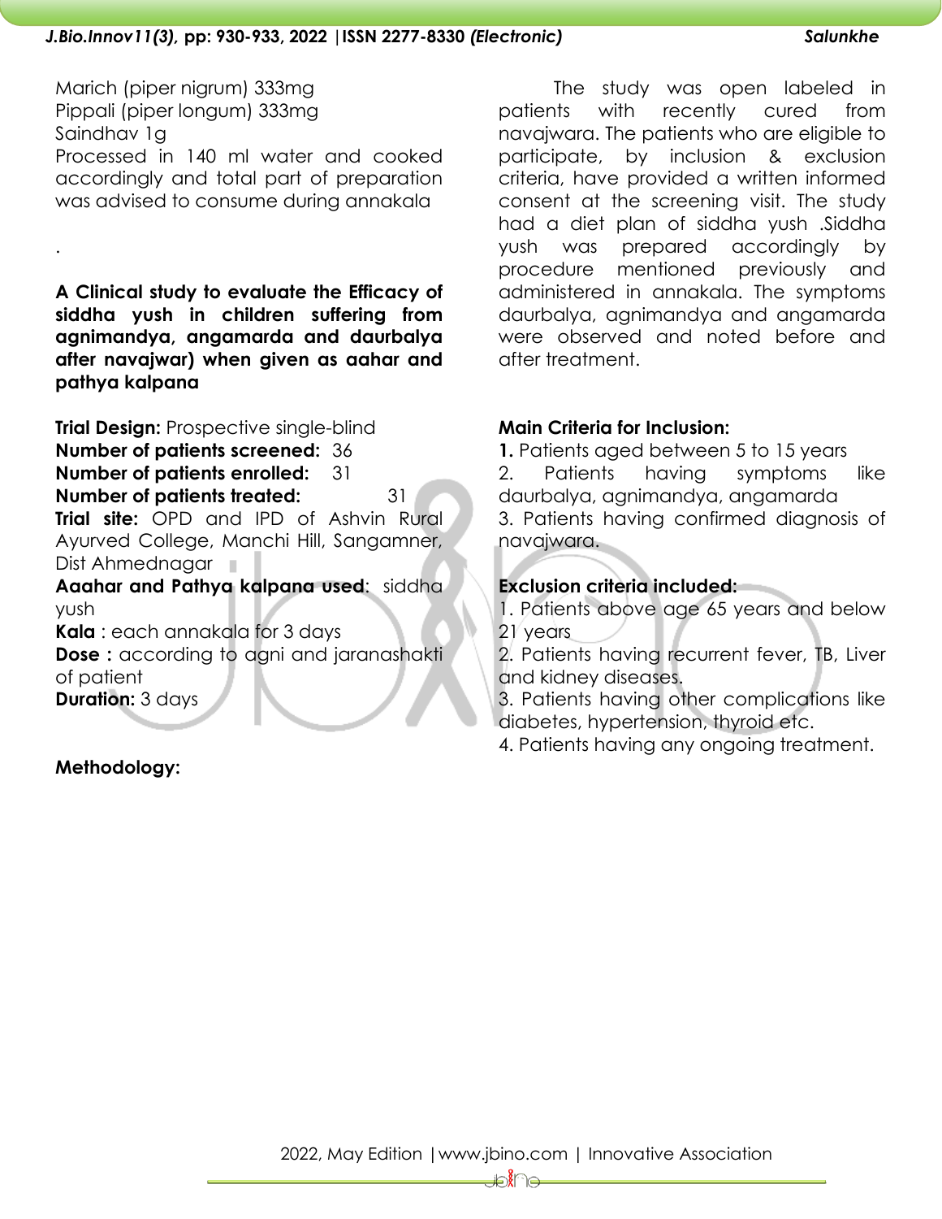Marich (piper nigrum) 333mg
Pippali (piper longum) 333mg
Saindhav 1g
Processed in 140 ml water and cooked accordingly and total part of preparation was advised to consume during annakala

.

**A Clinical study to evaluate the Efficacy of siddha yush in children suffering from agnimandya, angamarda and daurbalya after navajwar) when given as aahar and pathya kalpana**

**Trial Design:** Prospective single-blind
**Number of patients screened:** 36
**Number of patients enrolled:** 31
**Number of patients treated:** 31
**Trial site:** OPD and IPD of Ashvin Rural Ayurved College, Manchi Hill, Sangamner, Dist Ahmednagar
**Aaahar and Pathya kalpana used**: siddha yush
**Kala** : each annakala for 3 days
**Dose :** according to agni and jaranashakti of patient
**Duration:** 3 days

**Methodology:**

The study was open labeled in patients with recently cured from navajwara. The patients who are eligible to participate, by inclusion & exclusion criteria, have provided a written informed consent at the screening visit. The study had a diet plan of siddha yush .Siddha yush was prepared accordingly by procedure mentioned previously and administered in annakala. The symptoms daurbalya, agnimandya and angamarda were observed and noted before and after treatment.

**Main Criteria for Inclusion:**

**1.** Patients aged between 5 to 15 years
2. Patients having symptoms like daurbalya, agnimandya, angamarda
3. Patients having confirmed diagnosis of navajwara.

**Exclusion criteria included:**

1. Patients above age 65 years and below 21 years
2. Patients having recurrent fever, TB, Liver and kidney diseases.
3. Patients having other complications like diabetes, hypertension, thyroid etc.
4. Patients having any ongoing treatment.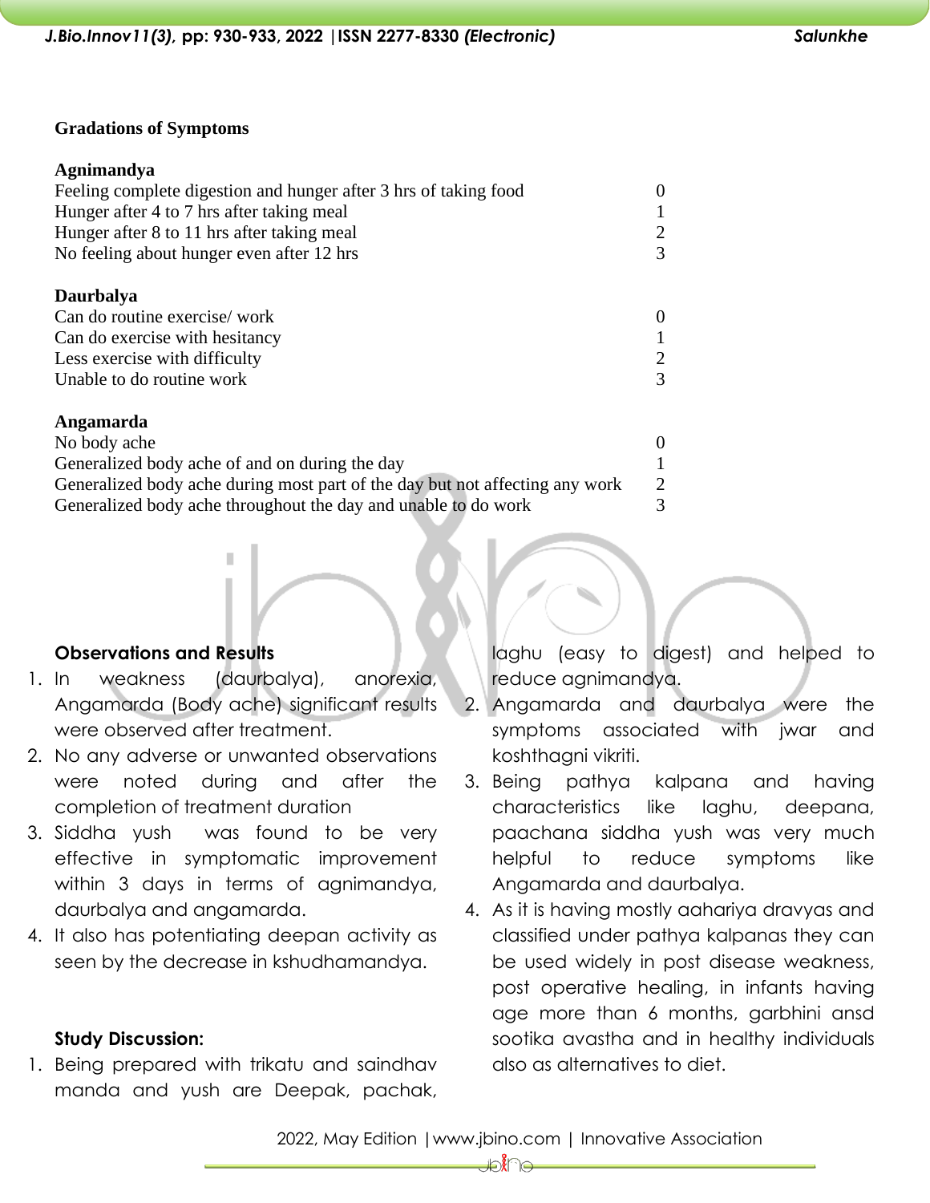**Gradations of Symptoms**

**Agnimandya**

| | |
|---|---|
| Feeling complete digestion and hunger after 3 hrs of taking food | 0 |
| Hunger after 4 to 7 hrs after taking meal | 1 |
| Hunger after 8 to 11 hrs after taking meal | 2 |
| No feeling about hunger even after 12 hrs | 3 |

**Daurbalya**

| | |
|---|---|
| Can do routine exercise/ work | 0 |
| Can do exercise with hesitancy | 1 |
| Less exercise with difficulty | 2 |
| Unable to do routine work | 3 |

**Angamarda**

| | |
|---|---|
| No body ache | 0 |
| Generalized body ache of and on during the day | 1 |
| Generalized body ache during most part of the day but not affecting any work | 2 |
| Generalized body ache throughout the day and unable to do work | 3 |

**Observations and Results**

1. In weakness (daurbalya), anorexia, Angamarda (Body ache) significant results were observed after treatment.
2. No any adverse or unwanted observations were noted during and after the completion of treatment duration
3. Siddha yush was found to be very effective in symptomatic improvement within 3 days in terms of agnimandya, daurbalya and angamarda.
4. It also has potentiating deepan activity as seen by the decrease in kshudhamandya.

**Study Discussion:**

1. Being prepared with trikatu and saindhav manda and yush are Deepak, pachak, laghu (easy to digest) and helped to reduce agnimandya.
2. Angamarda and daurbalya were the symptoms associated with jwar and koshthagni vikriti.
3. Being pathya kalpana and having characteristics like laghu, deepana, paachana siddha yush was very much helpful to reduce symptoms like Angamarda and daurbalya.
4. As it is having mostly aahariya dravyas and classified under pathya kalpanas they can be used widely in post disease weakness, post operative healing, in infants having age more than 6 months, garbhini ansd sootika avastha and in healthy individuals also as alternatives to diet.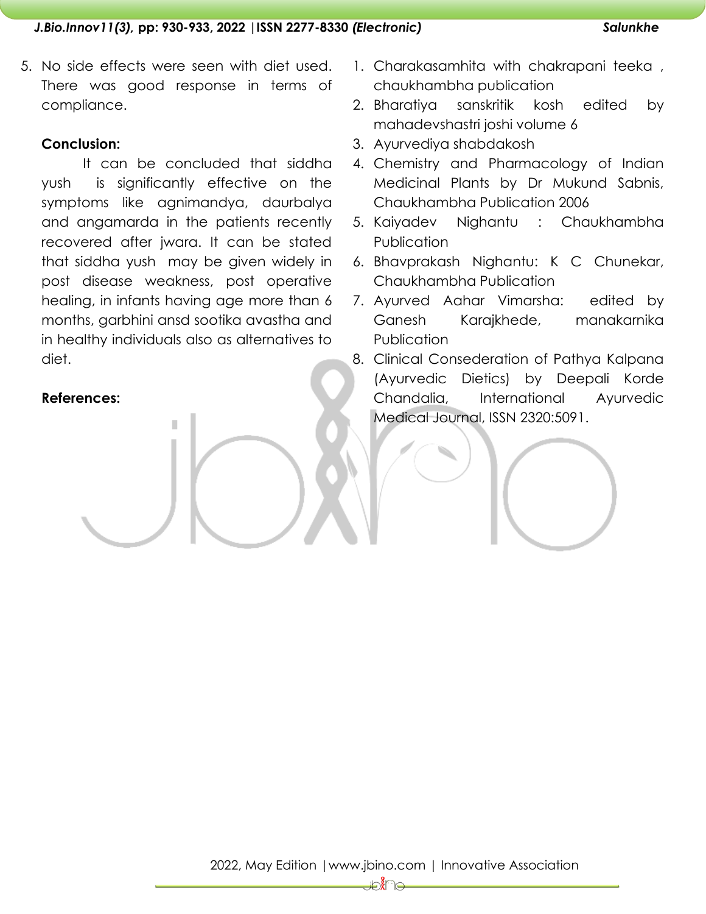5. No side effects were seen with diet used. There was good response in terms of compliance.

**Conclusion:**

It can be concluded that siddha yush is significantly effective on the symptoms like agnimandya, daurbalya and angamarda in the patients recently recovered after jwara. It can be stated that siddha yush may be given widely in post disease weakness, post operative healing, in infants having age more than 6 months, garbhini ansd sootika avastha and in healthy individuals also as alternatives to diet.

**References:**

1. Charakasamhita with chakrapani teeka , chaukhambha publication
2. Bharatiya sanskritik kosh edited by mahadevshastri joshi volume 6
3. Ayurvediya shabdakosh
4. Chemistry and Pharmacology of Indian Medicinal Plants by Dr Mukund Sabnis, Chaukhambha Publication 2006
5. Kaiyadev Nighantu : Chaukhambha Publication
6. Bhavprakash Nighantu: K C Chunekar, Chaukhambha Publication
7. Ayurved Aahar Vimarsha: edited by Ganesh Karajkhede, manakarnika Publication
8. Clinical Consederation of Pathya Kalpana (Ayurvedic Dietics) by Deepali Korde Chandalia, International Ayurvedic Medical Journal, ISSN 2320:5091.